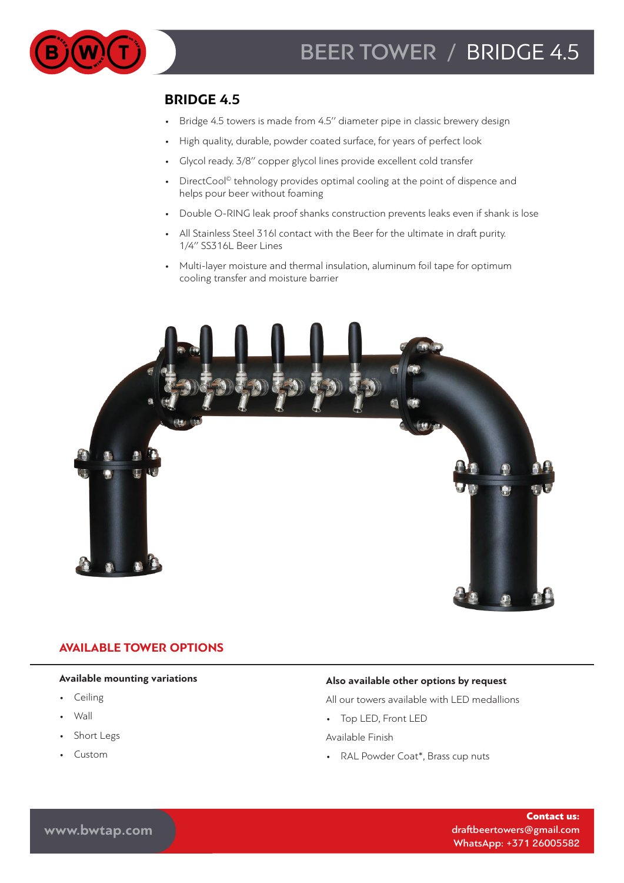# BEER TOWER / BRIDGE 4.5

## BRIDGE 4.5

- Bridge 4.5 towers is made from 4.5'' diameter pipe in classic brewery design
- High quality, durable, powder coated surface, for years of perfect look
- Glycol ready. 3/8'' copper glycol lines provide excellent cold transfer
- DirectCool© tehnology provides optimal cooling at the point of dispence and helps pour beer without foaming
- Double O-RING leak proof shanks construction prevents leaks even if shank is lose
- All Stainless Steel 316l contact with the Beer for the ultimate in draft purity. 1/4'' SS316L Beer Lines
- Multi-layer moisture and thermal insulation, aluminum foil tape for optimum cooling transfer and moisture barrier

## AVAILABLE TOWER OPTIONS

**Available mounting variations**

- Ceiling
- Wall
- Short Legs
- Custom

**Also available other options by request**

All our towers available with LED medallions

- Top LED, Front LED

Available Finish

- RAL Powder Coat*, Brass cup nuts

www.bwtap.com

**Contact us:**
draftbeertowers@gmail.com
WhatsApp: +371 26005582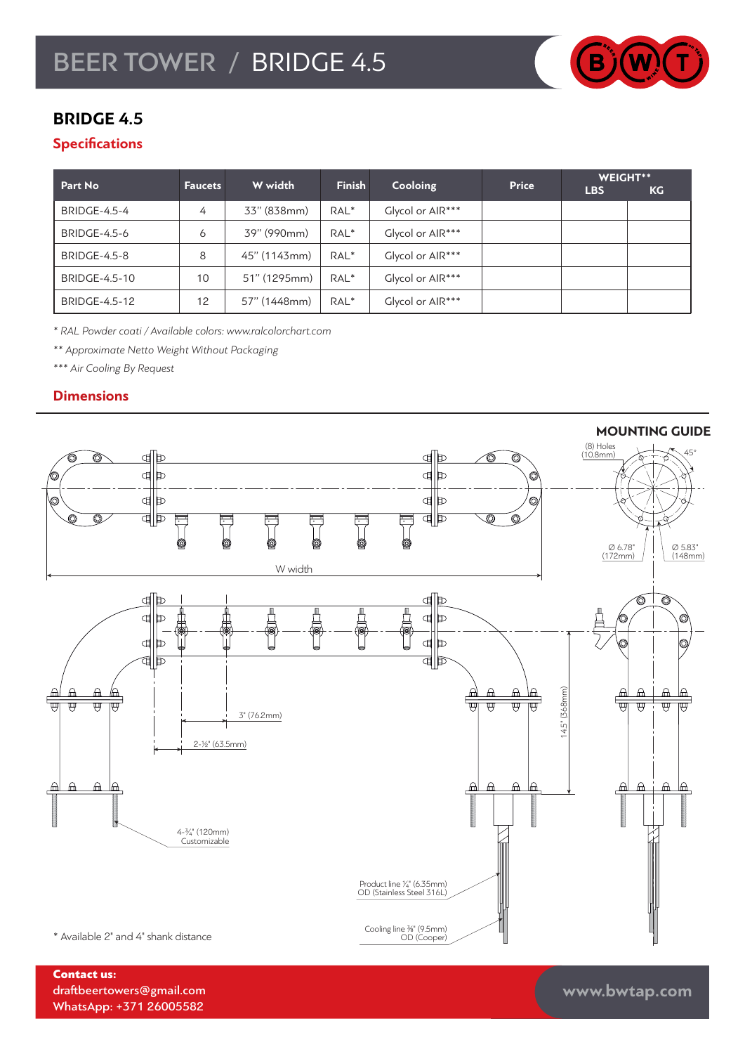# BEER TOWER / BRIDGE 4.5

## BRIDGE 4.5

### Specifications

| Part No | Faucets | W width | Finish | Cooloing | Price | WEIGHT** LBS | KG |
|---|---|---|---|---|---|---|---|
| BRIDGE-4.5-4 | 4 | 33" (838mm) | RAL* | Glycol or AIR*** | | | |
| BRIDGE-4.5-6 | 6 | 39" (990mm) | RAL* | Glycol or AIR*** | | | |
| BRIDGE-4.5-8 | 8 | 45" (1143mm) | RAL* | Glycol or AIR*** | | | |
| BRIDGE-4.5-10 | 10 | 51" (1295mm) | RAL* | Glycol or AIR*** | | | |
| BRIDGE-4.5-12 | 12 | 57" (1448mm) | RAL* | Glycol or AIR*** | | | |

*\* RAL Powder coati / Available colors: www.ralcolorchart.com*

*\*\* Approximate Netto Weight Without Packaging*

*\*\*\* Air Cooling By Request*

### Dimensions

MOUNTING GUIDE

(8) Holes (10.8mm)

45°

Ø 6.78" (172mm)

Ø 5.83" (148mm)

W width

14.5" (368mm)

3" (76.2mm)

2-½" (63.5mm)

4-¾" (120mm) Customizable

Product line ¼" (6.35mm) OD (Stainless Steel 316L)

Cooling line ⅜" (9.5mm) OD (Cooper)

\* Available 2" and 4" shank distance

**Contact us:**
draftbeertowers@gmail.com
WhatsApp: +371 26005582

www.bwtap.com